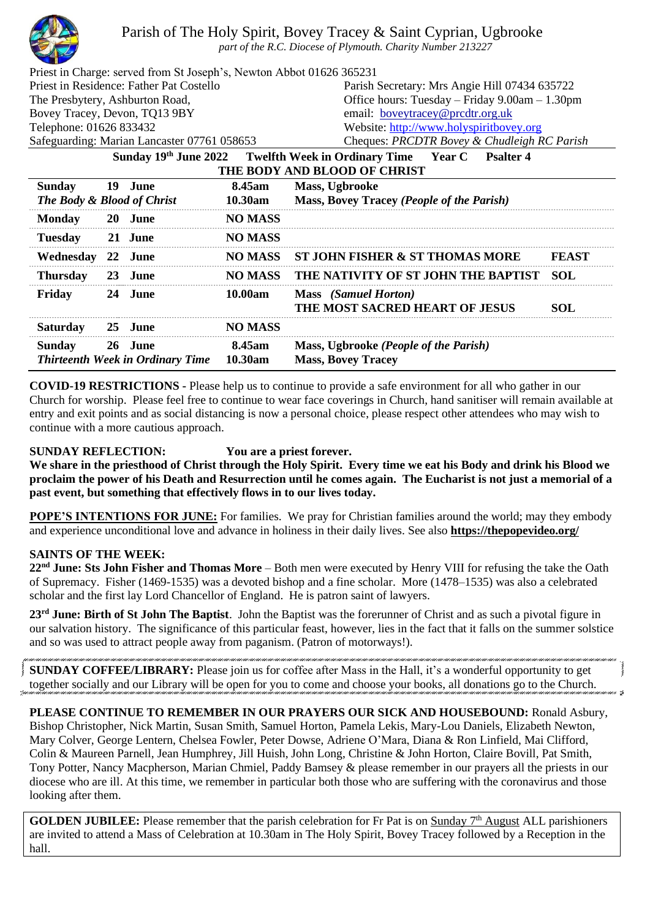# Parish of The Holy Spirit, Bovey Tracey & Saint Cyprian, Ugbrooke

*part of the R.C. Diocese of Plymouth. Charity Number 213227*

Priest in Charge: served from St Joseph's, Newton Abbot 01626 365231

| | |
|---|---|
| Priest in Residence: Father Pat Costello | Parish Secretary: Mrs Angie Hill 07434 635722 |
| The Presbytery, Ashburton Road, | Office hours: Tuesday – Friday 9.00am – 1.30pm |
| Bovey Tracey, Devon, TQ13 9BY | email: boveytracey@prcdtr.org.uk |
| Telephone: 01626 833432 | Website: http://www.holyspiritbovey.org |
| Safeguarding: Marian Lancaster 07761 058653 | Cheques: *PRCDTR Bovey & Chudleigh RC Parish* |

**Sunday 19th June 2022 Twelfth Week in Ordinary Time Year C Psalter 4**

**THE BODY AND BLOOD OF CHRIST**

| | | | | | |
|---|---|---|---|---|---|
| **Sunday** | **19** | **June** | **8.45am** | **Mass, Ugbrooke** | |
| ***The Body & Blood of Christ*** | | | **10.30am** | **Mass, Bovey Tracey *(People of the Parish)*** | |
| **Monday** | **20** | **June** | **NO MASS** | | |
| **Tuesday** | **21** | **June** | **NO MASS** | | |
| **Wednesday** | **22** | **June** | **NO MASS** | **ST JOHN FISHER & ST THOMAS MORE** | **FEAST** |
| **Thursday** | **23** | **June** | **NO MASS** | **THE NATIVITY OF ST JOHN THE BAPTIST** | **SOL** |
| **Friday** | **24** | **June** | **10.00am** | **Mass *(Samuel Horton)*** THE MOST SACRED HEART OF JESUS | **SOL** |
| **Saturday** | **25** | **June** | **NO MASS** | | |
| **Sunday** | **26** | **June** | **8.45am** | **Mass, Ugbrooke *(People of the Parish)*** | |
| ***Thirteenth Week in Ordinary Time*** | | | **10.30am** | **Mass, Bovey Tracey** | |

**COVID-19 RESTRICTIONS -** Please help us to continue to provide a safe environment for all who gather in our Church for worship. Please feel free to continue to wear face coverings in Church, hand sanitiser will remain available at entry and exit points and as social distancing is now a personal choice, please respect other attendees who may wish to continue with a more cautious approach.

**SUNDAY REFLECTION: You are a priest forever.**

**We share in the priesthood of Christ through the Holy Spirit. Every time we eat his Body and drink his Blood we proclaim the power of his Death and Resurrection until he comes again. The Eucharist is not just a memorial of a past event, but something that effectively flows in to our lives today.**

**POPE'S INTENTIONS FOR JUNE:** For families. We pray for Christian families around the world; may they embody and experience unconditional love and advance in holiness in their daily lives. See also **https://thepopevideo.org/**

**SAINTS OF THE WEEK:**

**22nd June: Sts John Fisher and Thomas More** – Both men were executed by Henry VIII for refusing the take the Oath of Supremacy. Fisher (1469-1535) was a devoted bishop and a fine scholar. More (1478–1535) was also a celebrated scholar and the first lay Lord Chancellor of England. He is patron saint of lawyers.

**23rd June: Birth of St John The Baptist**. John the Baptist was the forerunner of Christ and as such a pivotal figure in our salvation history. The significance of this particular feast, however, lies in the fact that it falls on the summer solstice and so was used to attract people away from paganism. (Patron of motorways!).

**SUNDAY COFFEE/LIBRARY:** Please join us for coffee after Mass in the Hall, it's a wonderful opportunity to get together socially and our Library will be open for you to come and choose your books, all donations go to the Church.

**PLEASE CONTINUE TO REMEMBER IN OUR PRAYERS OUR SICK AND HOUSEBOUND:** Ronald Asbury, Bishop Christopher, Nick Martin, Susan Smith, Samuel Horton, Pamela Lekis, Mary-Lou Daniels, Elizabeth Newton, Mary Colver, George Lentern, Chelsea Fowler, Peter Dowse, Adriene O'Mara, Diana & Ron Linfield, Mai Clifford, Colin & Maureen Parnell, Jean Humphrey, Jill Huish, John Long, Christine & John Horton, Claire Bovill, Pat Smith, Tony Potter, Nancy Macpherson, Marian Chmiel, Paddy Bamsey & please remember in our prayers all the priests in our diocese who are ill. At this time, we remember in particular both those who are suffering with the coronavirus and those looking after them.

**GOLDEN JUBILEE:** Please remember that the parish celebration for Fr Pat is on Sunday 7th August ALL parishioners are invited to attend a Mass of Celebration at 10.30am in The Holy Spirit, Bovey Tracey followed by a Reception in the hall.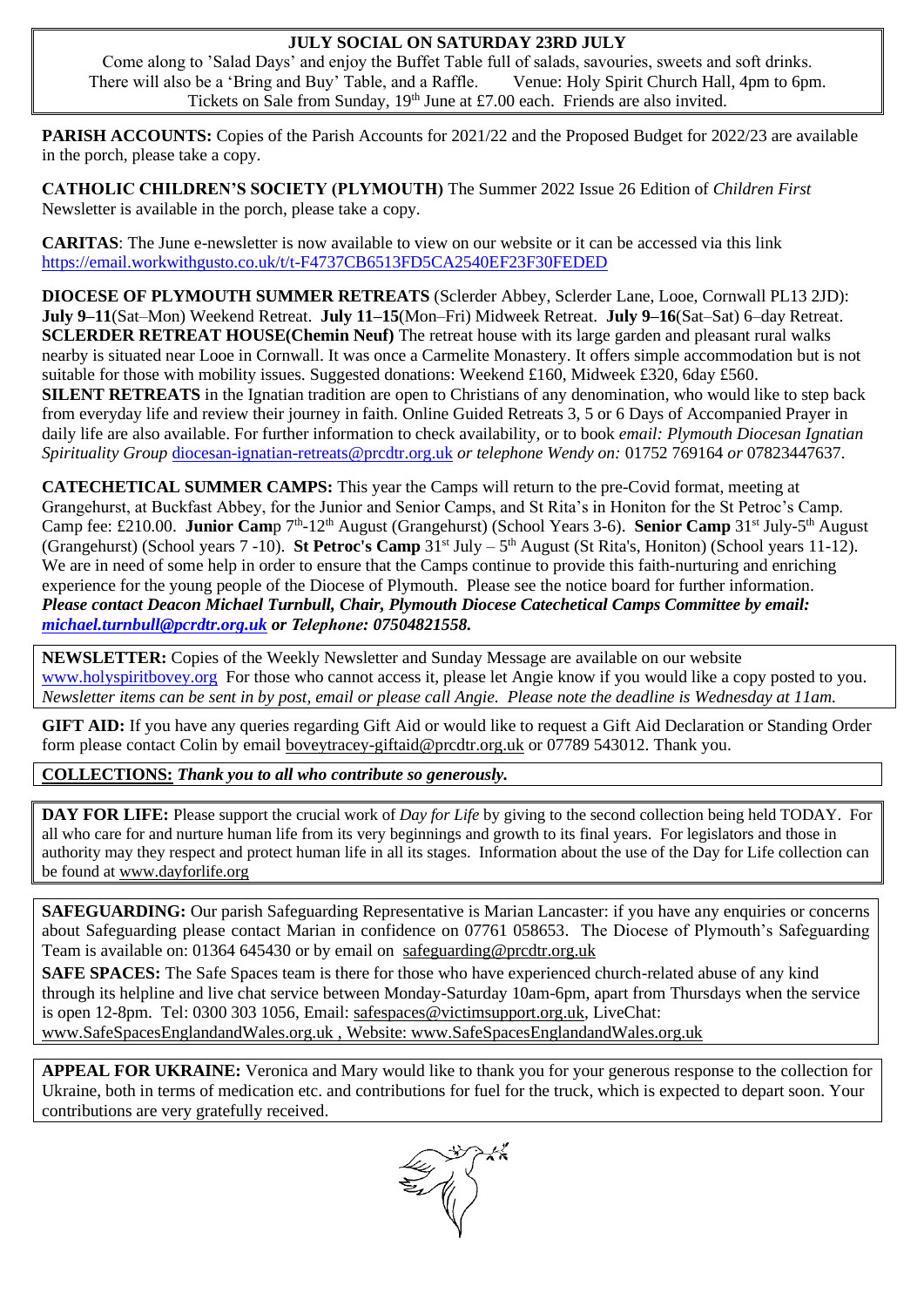**JULY SOCIAL ON SATURDAY 23RD JULY**

Come along to 'Salad Days' and enjoy the Buffet Table full of salads, savouries, sweets and soft drinks. There will also be a 'Bring and Buy' Table, and a Raffle. Venue: Holy Spirit Church Hall, 4pm to 6pm. Tickets on Sale from Sunday, 19th June at £7.00 each. Friends are also invited.

**PARISH ACCOUNTS:** Copies of the Parish Accounts for 2021/22 and the Proposed Budget for 2022/23 are available in the porch, please take a copy.

**CATHOLIC CHILDREN'S SOCIETY (PLYMOUTH)** The Summer 2022 Issue 26 Edition of *Children First* Newsletter is available in the porch, please take a copy.

**CARITAS**: The June e-newsletter is now available to view on our website or it can be accessed via this link https://email.workwithgusto.co.uk/t/t-F4737CB6513FD5CA2540EF23F30FEDED

**DIOCESE OF PLYMOUTH SUMMER RETREATS** (Sclerder Abbey, Sclerder Lane, Looe, Cornwall PL13 2JD): **July 9–11**(Sat–Mon) Weekend Retreat. **July 11–15**(Mon–Fri) Midweek Retreat. **July 9–16**(Sat–Sat) 6–day Retreat. **SCLERDER RETREAT HOUSE(Chemin Neuf)** The retreat house with its large garden and pleasant rural walks nearby is situated near Looe in Cornwall. It was once a Carmelite Monastery. It offers simple accommodation but is not suitable for those with mobility issues. Suggested donations: Weekend £160, Midweek £320, 6day £560. **SILENT RETREATS** in the Ignatian tradition are open to Christians of any denomination, who would like to step back from everyday life and review their journey in faith. Online Guided Retreats 3, 5 or 6 Days of Accompanied Prayer in daily life are also available. For further information to check availability, or to book *email: Plymouth Diocesan Ignatian Spirituality Group* diocesan-ignatian-retreats@prcdtr.org.uk *or telephone Wendy on:* 01752 769164 *or* 07823447637.

**CATECHETICAL SUMMER CAMPS:** This year the Camps will return to the pre-Covid format, meeting at Grangehurst, at Buckfast Abbey, for the Junior and Senior Camps, and St Rita's in Honiton for the St Petroc's Camp. Camp fee: £210.00. **Junior Camp** 7th-12th August (Grangehurst) (School Years 3-6). **Senior Camp** 31st July-5th August (Grangehurst) (School years 7 -10). **St Petroc's Camp** 31st July – 5th August (St Rita's, Honiton) (School years 11-12). We are in need of some help in order to ensure that the Camps continue to provide this faith-nurturing and enriching experience for the young people of the Diocese of Plymouth. Please see the notice board for further information. ***Please contact Deacon Michael Turnbull, Chair, Plymouth Diocese Catechetical Camps Committee by email: michael.turnbull@pcrdtr.org.uk or Telephone: 07504821558.***

**NEWSLETTER:** Copies of the Weekly Newsletter and Sunday Message are available on our website www.holyspiritbovey.org For those who cannot access it, please let Angie know if you would like a copy posted to you. *Newsletter items can be sent in by post, email or please call Angie. Please note the deadline is Wednesday at 11am.*

**GIFT AID:** If you have any queries regarding Gift Aid or would like to request a Gift Aid Declaration or Standing Order form please contact Colin by email boveytracey-giftaid@prcdtr.org.uk or 07789 543012. Thank you.

**COLLECTIONS:** ***Thank you to all who contribute so generously.***

**DAY FOR LIFE:** Please support the crucial work of *Day for Life* by giving to the second collection being held TODAY. For all who care for and nurture human life from its very beginnings and growth to its final years. For legislators and those in authority may they respect and protect human life in all its stages. Information about the use of the Day for Life collection can be found at www.dayforlife.org

**SAFEGUARDING:** Our parish Safeguarding Representative is Marian Lancaster: if you have any enquiries or concerns about Safeguarding please contact Marian in confidence on 07761 058653. The Diocese of Plymouth's Safeguarding Team is available on: 01364 645430 or by email on safeguarding@prcdtr.org.uk

**SAFE SPACES:** The Safe Spaces team is there for those who have experienced church-related abuse of any kind through its helpline and live chat service between Monday-Saturday 10am-6pm, apart from Thursdays when the service is open 12-8pm. Tel: 0300 303 1056, Email: safespaces@victimsupport.org.uk, LiveChat: www.SafeSpacesEnglandandWales.org.uk , Website: www.SafeSpacesEnglandandWales.org.uk

**APPEAL FOR UKRAINE:** Veronica and Mary would like to thank you for your generous response to the collection for Ukraine, both in terms of medication etc. and contributions for fuel for the truck, which is expected to depart soon. Your contributions are very gratefully received.